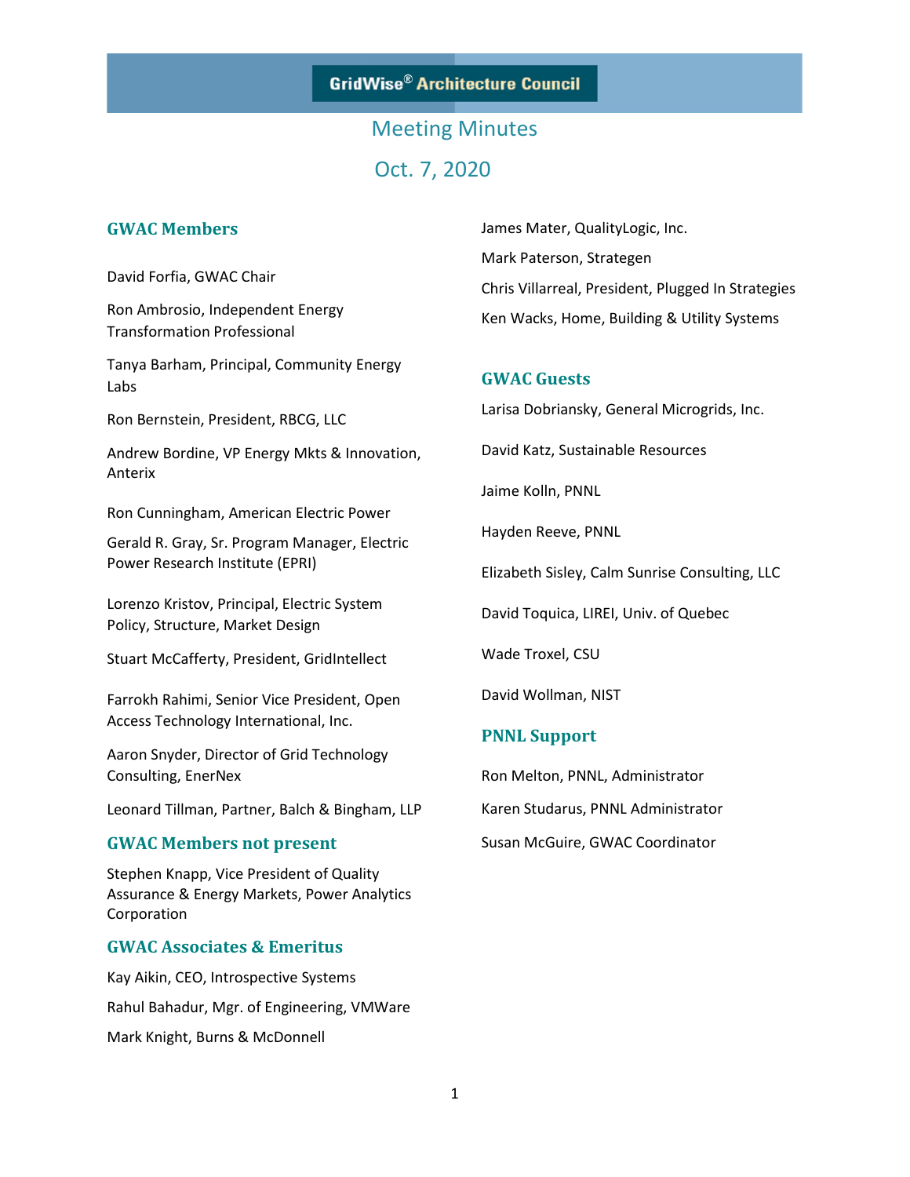# GridWise® Architecture Council

## Meeting Minutes

## Oct. 7, 2020

### GWAC Members

David Forfia, GWAC Chair

Ron Ambrosio, Independent Energy Transformation Professional

Tanya Barham, Principal, Community Energy Labs

Ron Bernstein, President, RBCG, LLC

Andrew Bordine, VP Energy Mkts & Innovation, Anterix

Ron Cunningham, American Electric Power

Gerald R. Gray, Sr. Program Manager, Electric Power Research Institute (EPRI)

Lorenzo Kristov, Principal, Electric System Policy, Structure, Market Design

Stuart McCafferty, President, GridIntellect

Farrokh Rahimi, Senior Vice President, Open Access Technology International, Inc.

Aaron Snyder, Director of Grid Technology Consulting, EnerNex

Leonard Tillman, Partner, Balch & Bingham, LLP

James Mater, QualityLogic, Inc.

Mark Paterson, Strategen

Chris Villarreal, President, Plugged In Strategies

Ken Wacks, Home, Building & Utility Systems

### GWAC Members not present

Stephen Knapp, Vice President of Quality Assurance & Energy Markets, Power Analytics Corporation

### GWAC Associates & Emeritus

Kay Aikin, CEO, Introspective Systems

Rahul Bahadur, Mgr. of Engineering, VMWare

Mark Knight, Burns & McDonnell

### GWAC Guests

Larisa Dobriansky, General Microgrids, Inc.

David Katz, Sustainable Resources

Jaime Kolln, PNNL

Hayden Reeve, PNNL

Elizabeth Sisley, Calm Sunrise Consulting, LLC

David Toquica, LIREI, Univ. of Quebec

Wade Troxel, CSU

David Wollman, NIST

### PNNL Support

Ron Melton, PNNL, Administrator

Karen Studarus, PNNL Administrator

Susan McGuire, GWAC Coordinator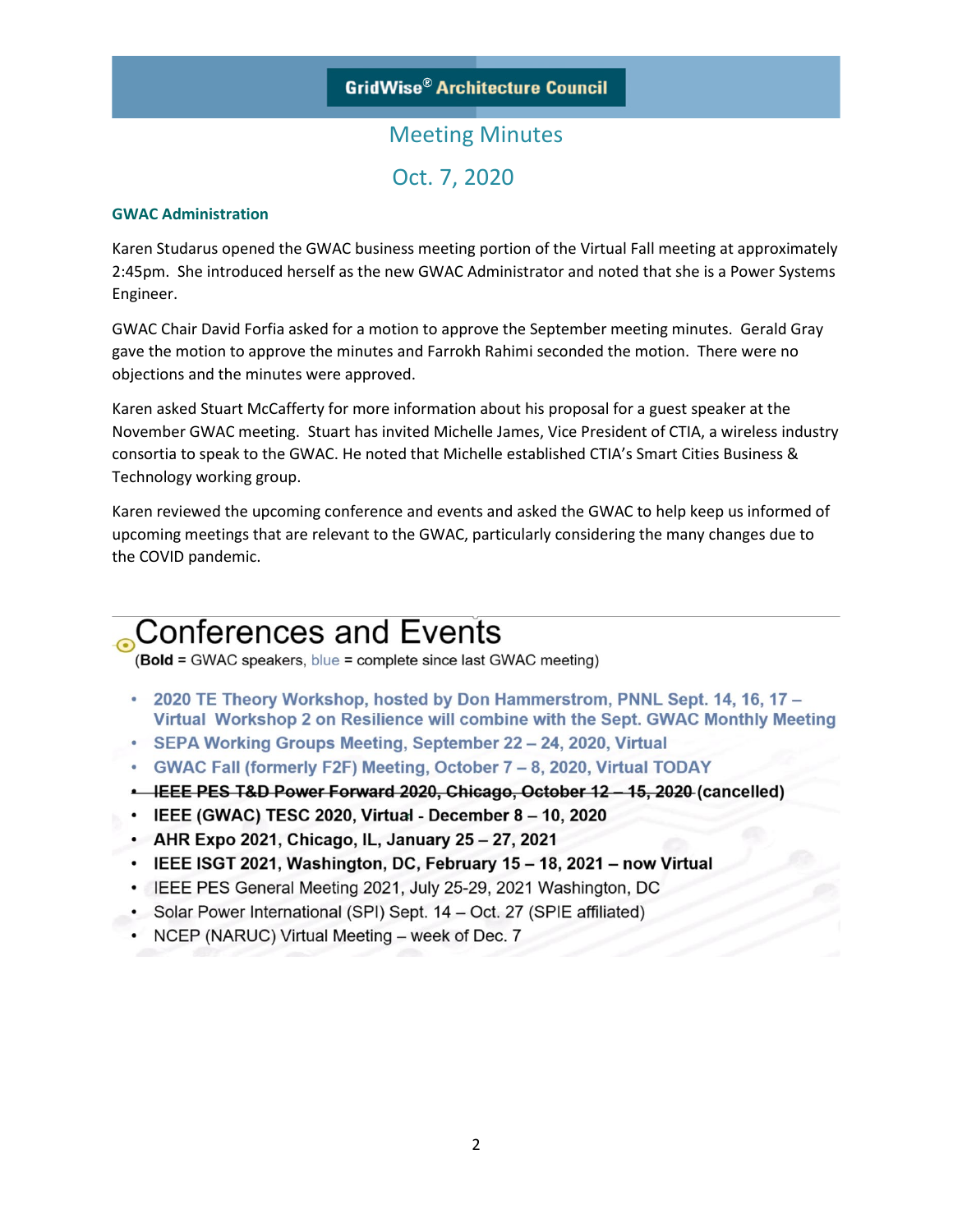# GridWise® Architecture Council

## Meeting Minutes

## Oct. 7, 2020

### GWAC Administration

Karen Studarus opened the GWAC business meeting portion of the Virtual Fall meeting at approximately 2:45pm. She introduced herself as the new GWAC Administrator and noted that she is a Power Systems Engineer.

GWAC Chair David Forfia asked for a motion to approve the September meeting minutes. Gerald Gray gave the motion to approve the minutes and Farrokh Rahimi seconded the motion. There were no objections and the minutes were approved.

Karen asked Stuart McCafferty for more information about his proposal for a guest speaker at the November GWAC meeting. Stuart has invited Michelle James, Vice President of CTIA, a wireless industry consortia to speak to the GWAC. He noted that Michelle established CTIA's Smart Cities Business & Technology working group.

Karen reviewed the upcoming conference and events and asked the GWAC to help keep us informed of upcoming meetings that are relevant to the GWAC, particularly considering the many changes due to the COVID pandemic.

## Conferences and Events

(**Bold** = GWAC speakers, blue = complete since last GWAC meeting)

- **2020 TE Theory Workshop, hosted by Don Hammerstrom, PNNL Sept. 14, 16, 17 – Virtual Workshop 2 on Resilience will combine with the Sept. GWAC Monthly Meeting**
- **SEPA Working Groups Meeting, September 22 – 24, 2020, Virtual**
- **GWAC Fall (formerly F2F) Meeting, October 7 – 8, 2020, Virtual TODAY**
- **~~IEEE PES T&D Power Forward 2020, Chicago, October 12 – 15, 2020~~ (cancelled)**
- **IEEE (GWAC) TESC 2020, Virtual - December 8 – 10, 2020**
- **AHR Expo 2021, Chicago, IL, January 25 – 27, 2021**
- **IEEE ISGT 2021, Washington, DC, February 15 – 18, 2021 – now Virtual**
- IEEE PES General Meeting 2021, July 25-29, 2021 Washington, DC
- Solar Power International (SPI) Sept. 14 – Oct. 27 (SPIE affiliated)
- NCEP (NARUC) Virtual Meeting – week of Dec. 7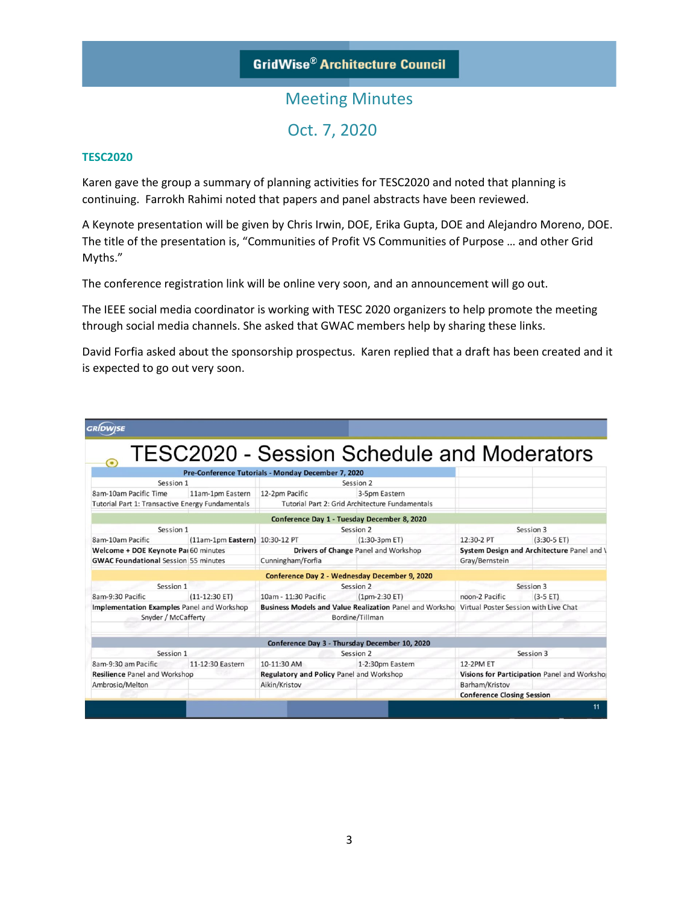# GridWise® Architecture Council

## Meeting Minutes

## Oct. 7, 2020

### TESC2020

Karen gave the group a summary of planning activities for TESC2020 and noted that planning is continuing. Farrokh Rahimi noted that papers and panel abstracts have been reviewed.

A Keynote presentation will be given by Chris Irwin, DOE, Erika Gupta, DOE and Alejandro Moreno, DOE. The title of the presentation is, "Communities of Profit VS Communities of Purpose … and other Grid Myths."

The conference registration link will be online very soon, and an announcement will go out.

The IEEE social media coordinator is working with TESC 2020 organizers to help promote the meeting through social media channels. She asked that GWAC members help by sharing these links.

David Forfia asked about the sponsorship prospectus. Karen replied that a draft has been created and it is expected to go out very soon.

## TESC2020 - Session Schedule and Moderators

| | | | | | |
|---|---|---|---|---|---|
| **Pre-Conference Tutorials - Monday December 7, 2020** | | | | | |
| Session 1 | | Session 2 | | | |
| 8am-10am Pacific Time | 11am-1pm Eastern | 12-2pm Pacific | 3-5pm Eastern | | |
| Tutorial Part 1: Transactive Energy Fundamentals | | Tutorial Part 2: Grid Architecture Fundamentals | | | |
| **Conference Day 1 - Tuesday December 8, 2020** | | | | | |
| Session 1 | | Session 2 | | Session 3 | |
| 8am-10am Pacific | (11am-1pm **Eastern**) | 10:30-12 PT | (1:30-3pm ET) | 12:30-2 PT | (3:30-5 ET) |
| **Welcome + DOE Keynote Pa** | 60 minutes | **Drivers of Change** Panel and Workshop | | **System Design and Architecture** Panel and \ | |
| **GWAC Foundational** Session | 55 minutes | Cunningham/Forfia | | Gray/Bernstein | |
| **Conference Day 2 - Wednesday December 9, 2020** | | | | | |
| Session 1 | | Session 2 | | Session 3 | |
| 8am-9:30 Pacific | (11-12:30 ET) | 10am - 11:30 Pacific | (1pm-2:30 ET) | noon-2 Pacific | (3-5 ET) |
| **Implementation Examples** Panel and Workshop | | **Business Models and Value Realization** Panel and Worksho | | Virtual Poster Session with Live Chat | |
| Snyder / McCafferty | | Bordine/Tillman | | | |
| **Conference Day 3 - Thursday December 10, 2020** | | | | | |
| Session 1 | | Session 2 | | Session 3 | |
| 8am-9:30 am Pacific | 11-12:30 Eastern | 10-11:30 AM | 1-2:30pm Eastern | 12-2PM ET | |
| **Resilience** Panel and Workshop | | **Regulatory and Policy** Panel and Workshop | | **Visions for Participation** Panel and Worksho | |
| Ambrosio/Melton | | Aikin/Kristov | | Barham/Kristov | |
| | | | | **Conference Closing Session** | |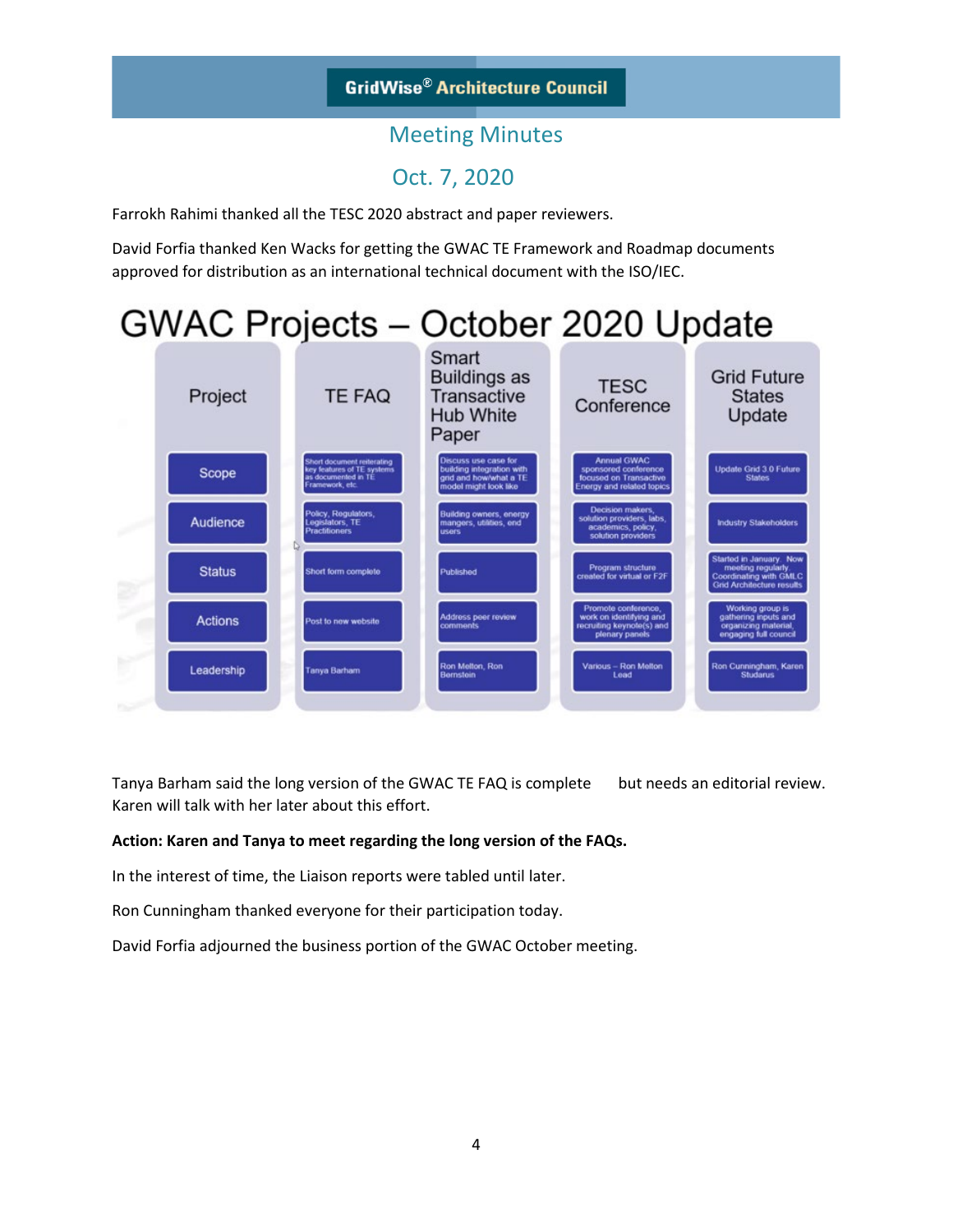Farrokh Rahimi thanked all the TESC 2020 abstract and paper reviewers.

David Forfia thanked Ken Wacks for getting the GWAC TE Framework and Roadmap documents approved for distribution as an international technical document with the ISO/IEC.

## GWAC Projects – October 2020 Update

| Project | TE FAQ | Smart Buildings as Transactive Hub White Paper | TESC Conference | Grid Future States Update |
|---|---|---|---|---|
| Scope | Short document reiterating key features of TE systems as documented in TE Framework, etc. | Discuss use case for building integration with grid and how/what a TE model might look like | Annual GWAC sponsored conference focused on Transactive Energy and related topics | Update Grid 3.0 Future States |
| Audience | Policy, Regulators, Legislators, TE Practitioners | Building owners, energy mangers, utilities, end users | Decision makers, solution providers, labs, academics, policy, solution providers | Industry Stakeholders |
| Status | Short form complete | Published | Program structure created for virtual or F2F | Started in January. Now meeting regularly. Coordinating with GMLC Grid Architecture results |
| Actions | Post to new website | Address peer review comments | Promote conference, work on identifying and recruiting keynote(s) and plenary panels | Working group is gathering inputs and organizing material, engaging full council |
| Leadership | Tanya Barham | Ron Melton, Ron Bernstein | Various – Ron Melton Lead | Ron Cunningham, Karen Studarus |

Tanya Barham said the long version of the GWAC TE FAQ is complete but needs an editorial review. Karen will talk with her later about this effort.

**Action: Karen and Tanya to meet regarding the long version of the FAQs.**

In the interest of time, the Liaison reports were tabled until later.

Ron Cunningham thanked everyone for their participation today.

David Forfia adjourned the business portion of the GWAC October meeting.